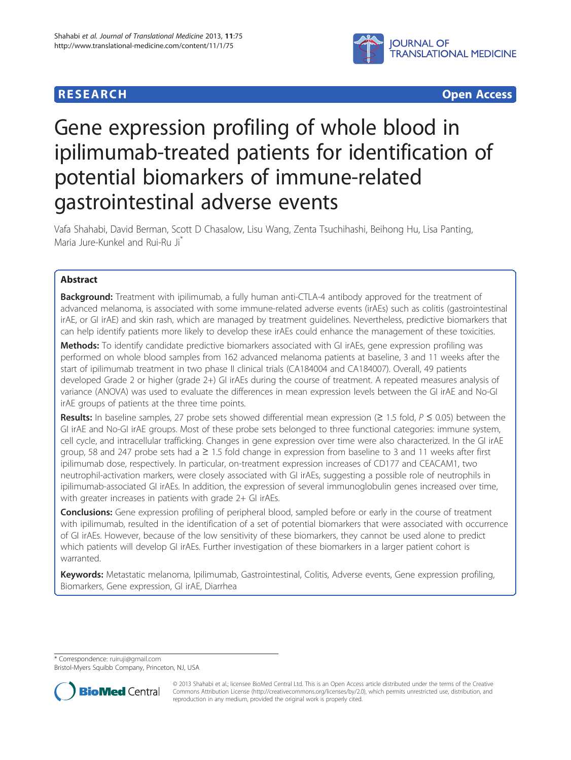**RESEARCH** **Open Access**

# Gene expression profiling of whole blood in ipilimumab-treated patients for identification of potential biomarkers of immune-related gastrointestinal adverse events

Vafa Shahabi, David Berman, Scott D Chasalow, Lisu Wang, Zenta Tsuchihashi, Beihong Hu, Lisa Panting, Maria Jure-Kunkel and Rui-Ru Ji*

## Abstract

**Background:** Treatment with ipilimumab, a fully human anti-CTLA-4 antibody approved for the treatment of advanced melanoma, is associated with some immune-related adverse events (irAEs) such as colitis (gastrointestinal irAE, or GI irAE) and skin rash, which are managed by treatment guidelines. Nevertheless, predictive biomarkers that can help identify patients more likely to develop these irAEs could enhance the management of these toxicities.

**Methods:** To identify candidate predictive biomarkers associated with GI irAEs, gene expression profiling was performed on whole blood samples from 162 advanced melanoma patients at baseline, 3 and 11 weeks after the start of ipilimumab treatment in two phase II clinical trials (CA184004 and CA184007). Overall, 49 patients developed Grade 2 or higher (grade 2+) GI irAEs during the course of treatment. A repeated measures analysis of variance (ANOVA) was used to evaluate the differences in mean expression levels between the GI irAE and No-GI irAE groups of patients at the three time points.

**Results:** In baseline samples, 27 probe sets showed differential mean expression (≥ 1.5 fold, $P \leq 0.05$) between the GI irAE and No-GI irAE groups. Most of these probe sets belonged to three functional categories: immune system, cell cycle, and intracellular trafficking. Changes in gene expression over time were also characterized. In the GI irAE group, 58 and 247 probe sets had a ≥ 1.5 fold change in expression from baseline to 3 and 11 weeks after first ipilimumab dose, respectively. In particular, on-treatment expression increases of CD177 and CEACAM1, two neutrophil-activation markers, were closely associated with GI irAEs, suggesting a possible role of neutrophils in ipilimumab-associated GI irAEs. In addition, the expression of several immunoglobulin genes increased over time, with greater increases in patients with grade 2+ GI irAEs.

**Conclusions:** Gene expression profiling of peripheral blood, sampled before or early in the course of treatment with ipilimumab, resulted in the identification of a set of potential biomarkers that were associated with occurrence of GI irAEs. However, because of the low sensitivity of these biomarkers, they cannot be used alone to predict which patients will develop GI irAEs. Further investigation of these biomarkers in a larger patient cohort is warranted.

**Keywords:** Metastatic melanoma, Ipilimumab, Gastrointestinal, Colitis, Adverse events, Gene expression profiling, Biomarkers, Gene expression, GI irAE, Diarrhea

\* Correspondence: ruiruji@gmail.com
Bristol-Myers Squibb Company, Princeton, NJ, USA

© 2013 Shahabi et al.; licensee BioMed Central Ltd. This is an Open Access article distributed under the terms of the Creative Commons Attribution License (http://creativecommons.org/licenses/by/2.0), which permits unrestricted use, distribution, and reproduction in any medium, provided the original work is properly cited.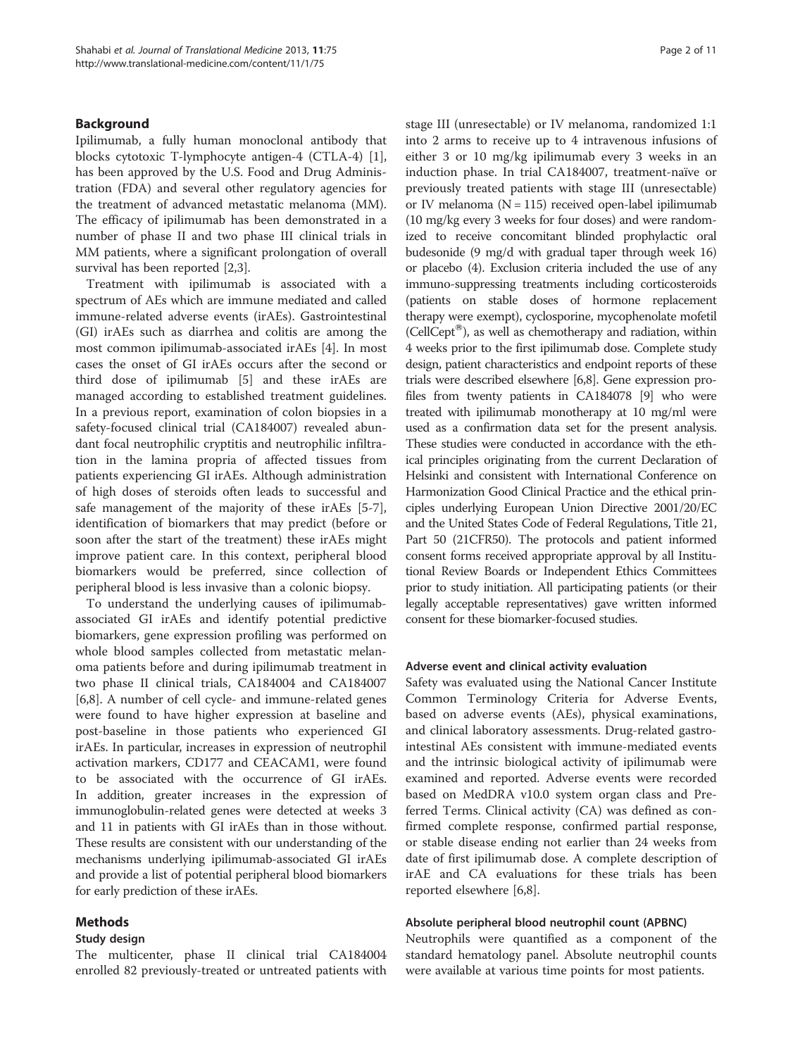## Background

Ipilimumab, a fully human monoclonal antibody that blocks cytotoxic T-lymphocyte antigen-4 (CTLA-4) [1], has been approved by the U.S. Food and Drug Administration (FDA) and several other regulatory agencies for the treatment of advanced metastatic melanoma (MM). The efficacy of ipilimumab has been demonstrated in a number of phase II and two phase III clinical trials in MM patients, where a significant prolongation of overall survival has been reported [2,3].

Treatment with ipilimumab is associated with a spectrum of AEs which are immune mediated and called immune-related adverse events (irAEs). Gastrointestinal (GI) irAEs such as diarrhea and colitis are among the most common ipilimumab-associated irAEs [4]. In most cases the onset of GI irAEs occurs after the second or third dose of ipilimumab [5] and these irAEs are managed according to established treatment guidelines. In a previous report, examination of colon biopsies in a safety-focused clinical trial (CA184007) revealed abundant focal neutrophilic cryptitis and neutrophilic infiltration in the lamina propria of affected tissues from patients experiencing GI irAEs. Although administration of high doses of steroids often leads to successful and safe management of the majority of these irAEs [5-7], identification of biomarkers that may predict (before or soon after the start of the treatment) these irAEs might improve patient care. In this context, peripheral blood biomarkers would be preferred, since collection of peripheral blood is less invasive than a colonic biopsy.

To understand the underlying causes of ipilimumab-associated GI irAEs and identify potential predictive biomarkers, gene expression profiling was performed on whole blood samples collected from metastatic melanoma patients before and during ipilimumab treatment in two phase II clinical trials, CA184004 and CA184007 [6,8]. A number of cell cycle- and immune-related genes were found to have higher expression at baseline and post-baseline in those patients who experienced GI irAEs. In particular, increases in expression of neutrophil activation markers, CD177 and CEACAM1, were found to be associated with the occurrence of GI irAEs. In addition, greater increases in the expression of immunoglobulin-related genes were detected at weeks 3 and 11 in patients with GI irAEs than in those without. These results are consistent with our understanding of the mechanisms underlying ipilimumab-associated GI irAEs and provide a list of potential peripheral blood biomarkers for early prediction of these irAEs.

## Methods

### Study design

The multicenter, phase II clinical trial CA184004 enrolled 82 previously-treated or untreated patients with stage III (unresectable) or IV melanoma, randomized 1:1 into 2 arms to receive up to 4 intravenous infusions of either 3 or 10 mg/kg ipilimumab every 3 weeks in an induction phase. In trial CA184007, treatment-naïve or previously treated patients with stage III (unresectable) or IV melanoma (N = 115) received open-label ipilimumab (10 mg/kg every 3 weeks for four doses) and were randomized to receive concomitant blinded prophylactic oral budesonide (9 mg/d with gradual taper through week 16) or placebo (4). Exclusion criteria included the use of any immuno-suppressing treatments including corticosteroids (patients on stable doses of hormone replacement therapy were exempt), cyclosporine, mycophenolate mofetil (CellCept®), as well as chemotherapy and radiation, within 4 weeks prior to the first ipilimumab dose. Complete study design, patient characteristics and endpoint reports of these trials were described elsewhere [6,8]. Gene expression profiles from twenty patients in CA184078 [9] who were treated with ipilimumab monotherapy at 10 mg/ml were used as a confirmation data set for the present analysis. These studies were conducted in accordance with the ethical principles originating from the current Declaration of Helsinki and consistent with International Conference on Harmonization Good Clinical Practice and the ethical principles underlying European Union Directive 2001/20/EC and the United States Code of Federal Regulations, Title 21, Part 50 (21CFR50). The protocols and patient informed consent forms received appropriate approval by all Institutional Review Boards or Independent Ethics Committees prior to study initiation. All participating patients (or their legally acceptable representatives) gave written informed consent for these biomarker-focused studies.

### Adverse event and clinical activity evaluation

Safety was evaluated using the National Cancer Institute Common Terminology Criteria for Adverse Events, based on adverse events (AEs), physical examinations, and clinical laboratory assessments. Drug-related gastrointestinal AEs consistent with immune-mediated events and the intrinsic biological activity of ipilimumab were examined and reported. Adverse events were recorded based on MedDRA v10.0 system organ class and Preferred Terms. Clinical activity (CA) was defined as confirmed complete response, confirmed partial response, or stable disease ending not earlier than 24 weeks from date of first ipilimumab dose. A complete description of irAE and CA evaluations for these trials has been reported elsewhere [6,8].

### Absolute peripheral blood neutrophil count (APBNC)

Neutrophils were quantified as a component of the standard hematology panel. Absolute neutrophil counts were available at various time points for most patients.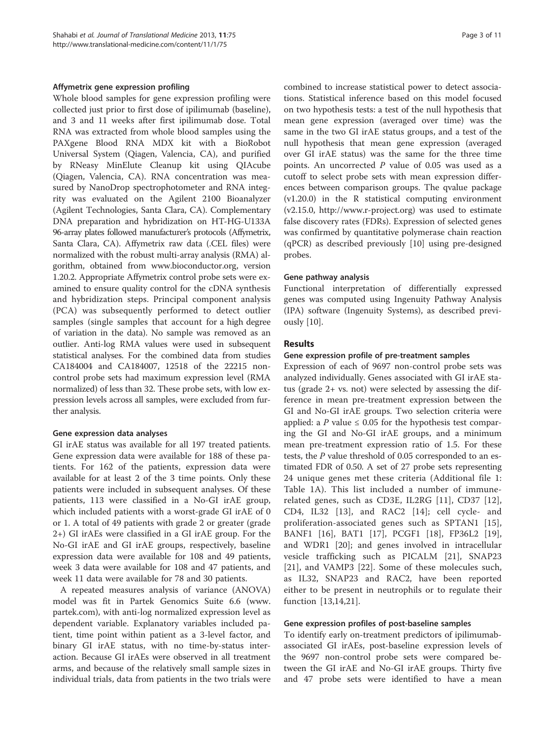#### Affymetrix gene expression profiling

Whole blood samples for gene expression profiling were collected just prior to first dose of ipilimumab (baseline), and 3 and 11 weeks after first ipilimumab dose. Total RNA was extracted from whole blood samples using the PAXgene Blood RNA MDX kit with a BioRobot Universal System (Qiagen, Valencia, CA), and purified by RNeasy MinElute Cleanup kit using QIAcube (Qiagen, Valencia, CA). RNA concentration was measured by NanoDrop spectrophotometer and RNA integrity was evaluated on the Agilent 2100 Bioanalyzer (Agilent Technologies, Santa Clara, CA). Complementary DNA preparation and hybridization on HT-HG-U133A 96-array plates followed manufacturer's protocols (Affymetrix, Santa Clara, CA). Affymetrix raw data (.CEL files) were normalized with the robust multi-array analysis (RMA) algorithm, obtained from www.bioconductor.org, version 1.20.2. Appropriate Affymetrix control probe sets were examined to ensure quality control for the cDNA synthesis and hybridization steps. Principal component analysis (PCA) was subsequently performed to detect outlier samples (single samples that account for a high degree of variation in the data). No sample was removed as an outlier. Anti-log RMA values were used in subsequent statistical analyses. For the combined data from studies CA184004 and CA184007, 12518 of the 22215 non-control probe sets had maximum expression level (RMA normalized) of less than 32. These probe sets, with low expression levels across all samples, were excluded from further analysis.

#### Gene expression data analyses

GI irAE status was available for all 197 treated patients. Gene expression data were available for 188 of these patients. For 162 of the patients, expression data were available for at least 2 of the 3 time points. Only these patients were included in subsequent analyses. Of these patients, 113 were classified in a No-GI irAE group, which included patients with a worst-grade GI irAE of 0 or 1. A total of 49 patients with grade 2 or greater (grade 2+) GI irAEs were classified in a GI irAE group. For the No-GI irAE and GI irAE groups, respectively, baseline expression data were available for 108 and 49 patients, week 3 data were available for 108 and 47 patients, and week 11 data were available for 78 and 30 patients.

A repeated measures analysis of variance (ANOVA) model was fit in Partek Genomics Suite 6.6 (www.partek.com), with anti-log normalized expression level as dependent variable. Explanatory variables included patient, time point within patient as a 3-level factor, and binary GI irAE status, with no time-by-status interaction. Because GI irAEs were observed in all treatment arms, and because of the relatively small sample sizes in individual trials, data from patients in the two trials were combined to increase statistical power to detect associations. Statistical inference based on this model focused on two hypothesis tests: a test of the null hypothesis that mean gene expression (averaged over time) was the same in the two GI irAE status groups, and a test of the null hypothesis that mean gene expression (averaged over GI irAE status) was the same for the three time points. An uncorrected $P$ value of 0.05 was used as a cutoff to select probe sets with mean expression differences between comparison groups. The qvalue package (v1.20.0) in the R statistical computing environment (v2.15.0, http://www.r-project.org) was used to estimate false discovery rates (FDRs). Expression of selected genes was confirmed by quantitative polymerase chain reaction (qPCR) as described previously [10] using pre-designed probes.

#### Gene pathway analysis

Functional interpretation of differentially expressed genes was computed using Ingenuity Pathway Analysis (IPA) software (Ingenuity Systems), as described previously [10].

## Results

#### Gene expression profile of pre-treatment samples

Expression of each of 9697 non-control probe sets was analyzed individually. Genes associated with GI irAE status (grade 2+ vs. not) were selected by assessing the difference in mean pre-treatment expression between the GI and No-GI irAE groups. Two selection criteria were applied: a $P$ value $\leq 0.05$ for the hypothesis test comparing the GI and No-GI irAE groups, and a minimum mean pre-treatment expression ratio of 1.5. For these tests, the $P$ value threshold of 0.05 corresponded to an estimated FDR of 0.50. A set of 27 probe sets representing 24 unique genes met these criteria (Additional file 1: Table 1A). This list included a number of immune-related genes, such as CD3E, IL2RG [11], CD37 [12], CD4, IL32 [13], and RAC2 [14]; cell cycle- and proliferation-associated genes such as SPTAN1 [15], BANF1 [16], BAT1 [17], PCGF1 [18], FP36L2 [19], and WDR1 [20]; and genes involved in intracellular vesicle trafficking such as PICALM [21], SNAP23 [21], and VAMP3 [22]. Some of these molecules such, as IL32, SNAP23 and RAC2, have been reported either to be present in neutrophils or to regulate their function [13,14,21].

#### Gene expression profiles of post-baseline samples

To identify early on-treatment predictors of ipilimumab-associated GI irAEs, post-baseline expression levels of the 9697 non-control probe sets were compared between the GI irAE and No-GI irAE groups. Thirty five and 47 probe sets were identified to have a mean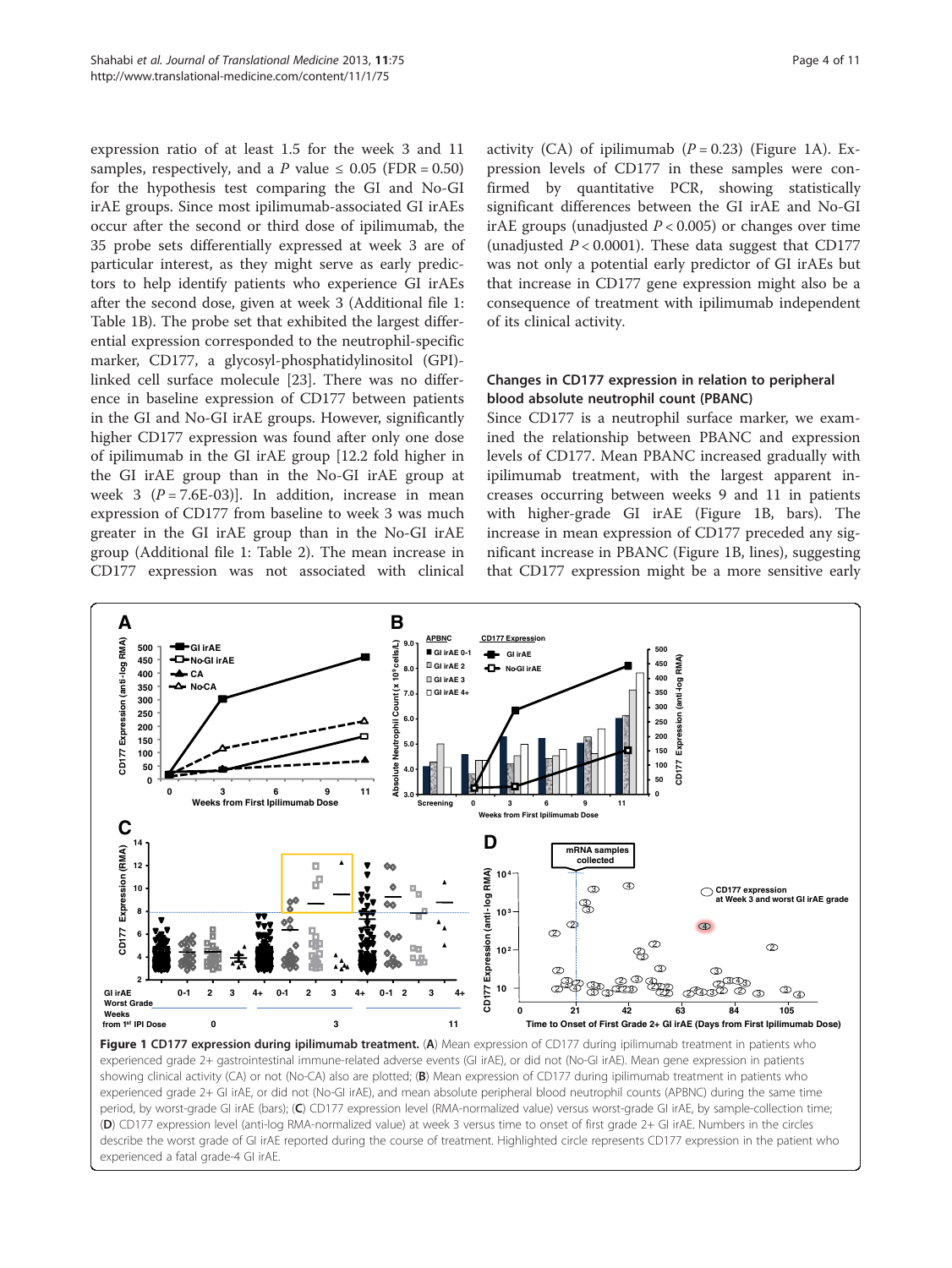expression ratio of at least 1.5 for the week 3 and 11 samples, respectively, and a $P$ value ≤ 0.05 (FDR = 0.50) for the hypothesis test comparing the GI and No-GI irAE groups. Since most ipilimumab-associated GI irAEs occur after the second or third dose of ipilimumab, the 35 probe sets differentially expressed at week 3 are of particular interest, as they might serve as early predictors to help identify patients who experience GI irAEs after the second dose, given at week 3 (Additional file 1: Table 1B). The probe set that exhibited the largest differential expression corresponded to the neutrophil-specific marker, CD177, a glycosyl-phosphatidylinositol (GPI)-linked cell surface molecule [23]. There was no difference in baseline expression of CD177 between patients in the GI and No-GI irAE groups. However, significantly higher CD177 expression was found after only one dose of ipilimumab in the GI irAE group [12.2 fold higher in the GI irAE group than in the No-GI irAE group at week 3 ($P$ = 7.6E-03)]. In addition, increase in mean expression of CD177 from baseline to week 3 was much greater in the GI irAE group than in the No-GI irAE group (Additional file 1: Table 2). The mean increase in CD177 expression was not associated with clinical activity (CA) of ipilimumab ($P$ = 0.23) (Figure 1A). Expression levels of CD177 in these samples were confirmed by quantitative PCR, showing statistically significant differences between the GI irAE and No-GI irAE groups (unadjusted $P$ < 0.005) or changes over time (unadjusted $P$ < 0.0001). These data suggest that CD177 was not only a potential early predictor of GI irAEs but that increase in CD177 gene expression might also be a consequence of treatment with ipilimumab independent of its clinical activity.

### Changes in CD177 expression in relation to peripheral blood absolute neutrophil count (PBANC)

Since CD177 is a neutrophil surface marker, we examined the relationship between PBANC and expression levels of CD177. Mean PBANC increased gradually with ipilimumab treatment, with the largest apparent increases occurring between weeks 9 and 11 in patients with higher-grade GI irAE (Figure 1B, bars). The increase in mean expression of CD177 preceded any significant increase in PBANC (Figure 1B, lines), suggesting that CD177 expression might be a more sensitive early

**Figure 1 CD177 expression during ipilimumab treatment.** (**A**) Mean expression of CD177 during ipilimumab treatment in patients who experienced grade 2+ gastrointestinal immune-related adverse events (GI irAE), or did not (No-GI irAE). Mean gene expression in patients showing clinical activity (CA) or not (No-CA) also are plotted; (**B**) Mean expression of CD177 during ipilimumab treatment in patients who experienced grade 2+ GI irAE, or did not (No-GI irAE), and mean absolute peripheral blood neutrophil counts (APBNC) during the same time period, by worst-grade GI irAE (bars); (**C**) CD177 expression level (RMA-normalized value) versus worst-grade GI irAE, by sample-collection time; (**D**) CD177 expression level (anti-log RMA-normalized value) at week 3 versus time to onset of first grade 2+ GI irAE. Numbers in the circles describe the worst grade of GI irAE reported during the course of treatment. Highlighted circle represents CD177 expression in the patient who experienced a fatal grade-4 GI irAE.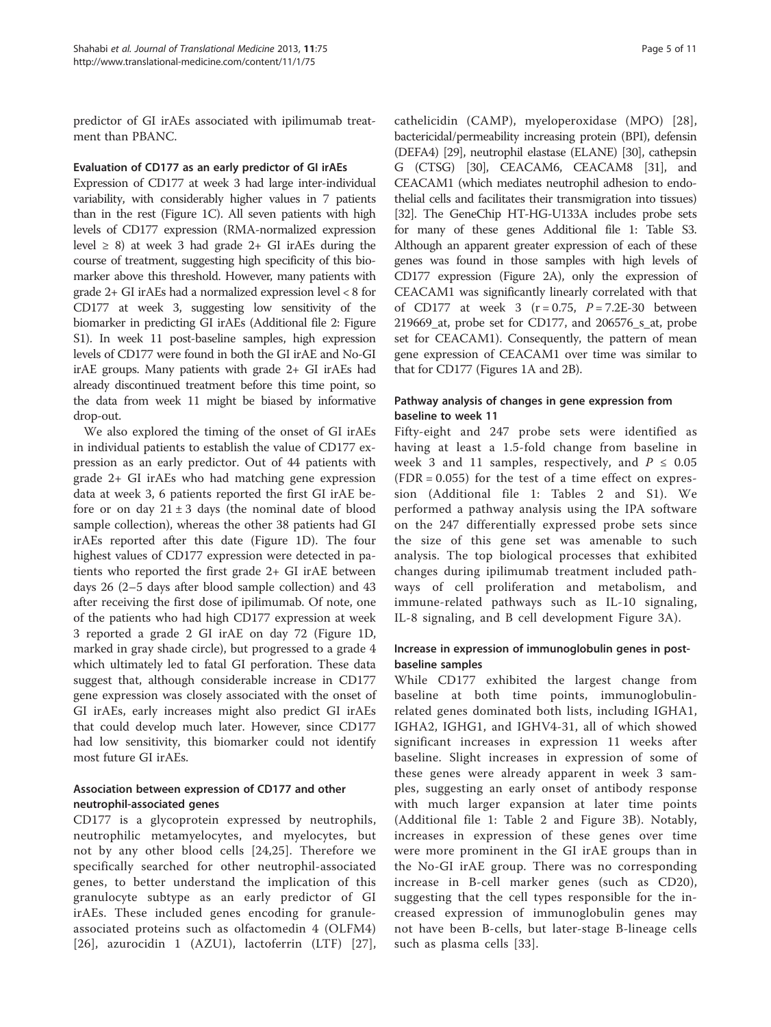predictor of GI irAEs associated with ipilimumab treatment than PBANC.

### Evaluation of CD177 as an early predictor of GI irAEs

Expression of CD177 at week 3 had large inter-individual variability, with considerably higher values in 7 patients than in the rest (Figure 1C). All seven patients with high levels of CD177 expression (RMA-normalized expression level ≥ 8) at week 3 had grade 2+ GI irAEs during the course of treatment, suggesting high specificity of this biomarker above this threshold. However, many patients with grade 2+ GI irAEs had a normalized expression level < 8 for CD177 at week 3, suggesting low sensitivity of the biomarker in predicting GI irAEs (Additional file 2: Figure S1). In week 11 post-baseline samples, high expression levels of CD177 were found in both the GI irAE and No-GI irAE groups. Many patients with grade 2+ GI irAEs had already discontinued treatment before this time point, so the data from week 11 might be biased by informative drop-out.

We also explored the timing of the onset of GI irAEs in individual patients to establish the value of CD177 expression as an early predictor. Out of 44 patients with grade 2+ GI irAEs who had matching gene expression data at week 3, 6 patients reported the first GI irAE before or on day 21 ± 3 days (the nominal date of blood sample collection), whereas the other 38 patients had GI irAEs reported after this date (Figure 1D). The four highest values of CD177 expression were detected in patients who reported the first grade 2+ GI irAE between days 26 (2–5 days after blood sample collection) and 43 after receiving the first dose of ipilimumab. Of note, one of the patients who had high CD177 expression at week 3 reported a grade 2 GI irAE on day 72 (Figure 1D, marked in gray shade circle), but progressed to a grade 4 which ultimately led to fatal GI perforation. These data suggest that, although considerable increase in CD177 gene expression was closely associated with the onset of GI irAEs, early increases might also predict GI irAEs that could develop much later. However, since CD177 had low sensitivity, this biomarker could not identify most future GI irAEs.

### Association between expression of CD177 and other neutrophil-associated genes

CD177 is a glycoprotein expressed by neutrophils, neutrophilic metamyelocytes, and myelocytes, but not by any other blood cells [24,25]. Therefore we specifically searched for other neutrophil-associated genes, to better understand the implication of this granulocyte subtype as an early predictor of GI irAEs. These included genes encoding for granule-associated proteins such as olfactomedin 4 (OLFM4) [26], azurocidin 1 (AZU1), lactoferrin (LTF) [27], cathelicidin (CAMP), myeloperoxidase (MPO) [28], bactericidal/permeability increasing protein (BPI), defensin (DEFA4) [29], neutrophil elastase (ELANE) [30], cathepsin G (CTSG) [30], CEACAM6, CEACAM8 [31], and CEACAM1 (which mediates neutrophil adhesion to endothelial cells and facilitates their transmigration into tissues) [32]. The GeneChip HT-HG-U133A includes probe sets for many of these genes Additional file 1: Table S3. Although an apparent greater expression of each of these genes was found in those samples with high levels of CD177 expression (Figure 2A), only the expression of CEACAM1 was significantly linearly correlated with that of CD177 at week 3 ($r = 0.75$, $P = 7.2\text{E-}30$ between 219669_at, probe set for CD177, and 206576_s_at, probe set for CEACAM1). Consequently, the pattern of mean gene expression of CEACAM1 over time was similar to that for CD177 (Figures 1A and 2B).

### Pathway analysis of changes in gene expression from baseline to week 11

Fifty-eight and 247 probe sets were identified as having at least a 1.5-fold change from baseline in week 3 and 11 samples, respectively, and $P \leq 0.05$ (FDR = 0.055) for the test of a time effect on expression (Additional file 1: Tables 2 and S1). We performed a pathway analysis using the IPA software on the 247 differentially expressed probe sets since the size of this gene set was amenable to such analysis. The top biological processes that exhibited changes during ipilimumab treatment included pathways of cell proliferation and metabolism, and immune-related pathways such as IL-10 signaling, IL-8 signaling, and B cell development Figure 3A).

### Increase in expression of immunoglobulin genes in post-baseline samples

While CD177 exhibited the largest change from baseline at both time points, immunoglobulin-related genes dominated both lists, including IGHA1, IGHA2, IGHG1, and IGHV4-31, all of which showed significant increases in expression 11 weeks after baseline. Slight increases in expression of some of these genes were already apparent in week 3 samples, suggesting an early onset of antibody response with much larger expansion at later time points (Additional file 1: Table 2 and Figure 3B). Notably, increases in expression of these genes over time were more prominent in the GI irAE groups than in the No-GI irAE group. There was no corresponding increase in B-cell marker genes (such as CD20), suggesting that the cell types responsible for the increased expression of immunoglobulin genes may not have been B-cells, but later-stage B-lineage cells such as plasma cells [33].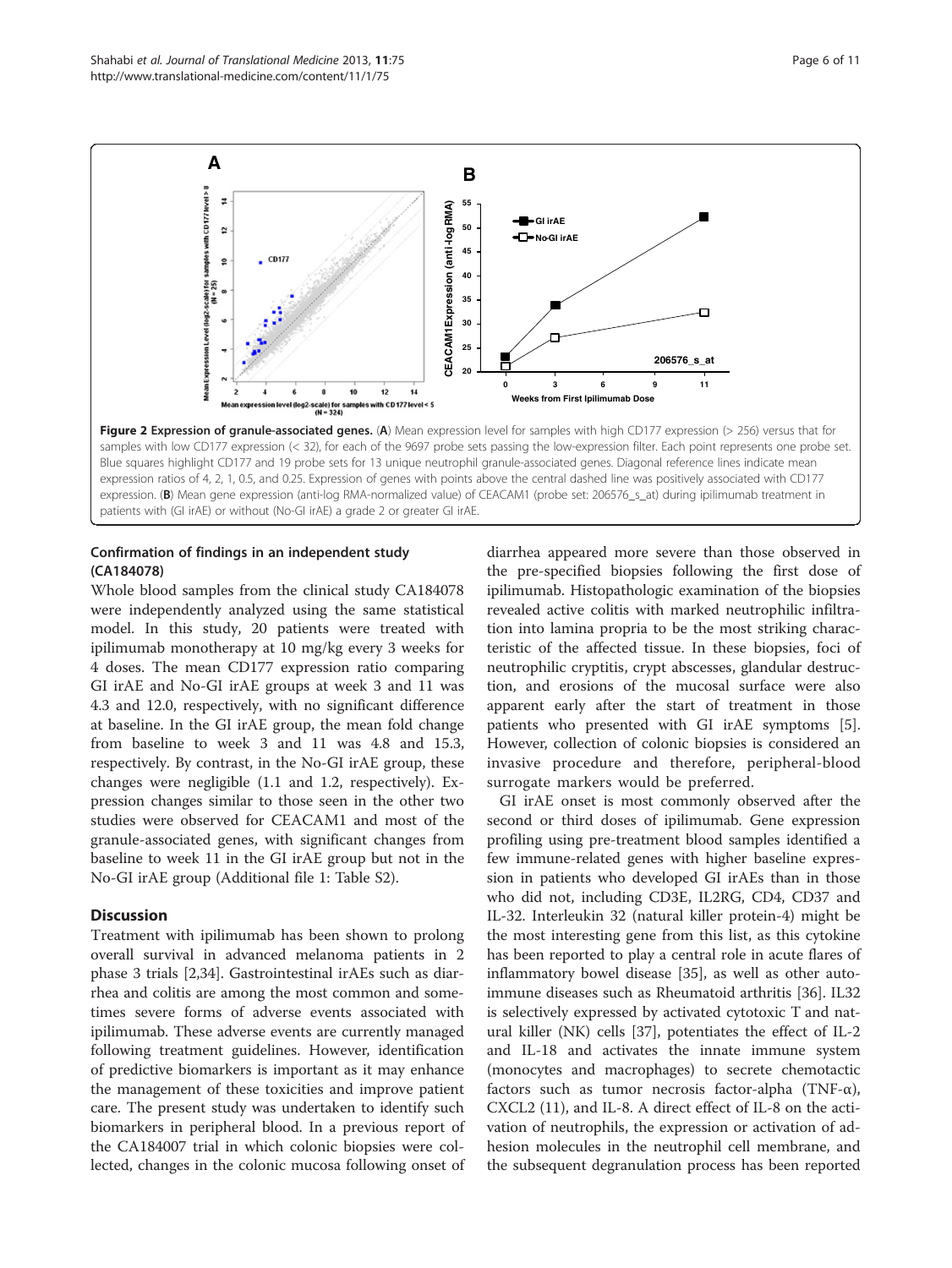**Figure 2 Expression of granule-associated genes.** (**A**) Mean expression level for samples with high CD177 expression (> 256) versus that for samples with low CD177 expression (< 32), for each of the 9697 probe sets passing the low-expression filter. Each point represents one probe set. Blue squares highlight CD177 and 19 probe sets for 13 unique neutrophil granule-associated genes. Diagonal reference lines indicate mean expression ratios of 4, 2, 1, 0.5, and 0.25. Expression of genes with points above the central dashed line was positively associated with CD177 expression. (**B**) Mean gene expression (anti-log RMA-normalized value) of CEACAM1 (probe set: 206576_s_at) during ipilimumab treatment in patients with (GI irAE) or without (No-GI irAE) a grade 2 or greater GI irAE.

### Confirmation of findings in an independent study (CA184078)

Whole blood samples from the clinical study CA184078 were independently analyzed using the same statistical model. In this study, 20 patients were treated with ipilimumab monotherapy at 10 mg/kg every 3 weeks for 4 doses. The mean CD177 expression ratio comparing GI irAE and No-GI irAE groups at week 3 and 11 was 4.3 and 12.0, respectively, with no significant difference at baseline. In the GI irAE group, the mean fold change from baseline to week 3 and 11 was 4.8 and 15.3, respectively. By contrast, in the No-GI irAE group, these changes were negligible (1.1 and 1.2, respectively). Expression changes similar to those seen in the other two studies were observed for CEACAM1 and most of the granule-associated genes, with significant changes from baseline to week 11 in the GI irAE group but not in the No-GI irAE group (Additional file 1: Table S2).

## Discussion

Treatment with ipilimumab has been shown to prolong overall survival in advanced melanoma patients in 2 phase 3 trials [2,34]. Gastrointestinal irAEs such as diarrhea and colitis are among the most common and sometimes severe forms of adverse events associated with ipilimumab. These adverse events are currently managed following treatment guidelines. However, identification of predictive biomarkers is important as it may enhance the management of these toxicities and improve patient care. The present study was undertaken to identify such biomarkers in peripheral blood. In a previous report of the CA184007 trial in which colonic biopsies were collected, changes in the colonic mucosa following onset of diarrhea appeared more severe than those observed in the pre-specified biopsies following the first dose of ipilimumab. Histopathologic examination of the biopsies revealed active colitis with marked neutrophilic infiltration into lamina propria to be the most striking characteristic of the affected tissue. In these biopsies, foci of neutrophilic cryptitis, crypt abscesses, glandular destruction, and erosions of the mucosal surface were also apparent early after the start of treatment in those patients who presented with GI irAE symptoms [5]. However, collection of colonic biopsies is considered an invasive procedure and therefore, peripheral-blood surrogate markers would be preferred.

GI irAE onset is most commonly observed after the second or third doses of ipilimumab. Gene expression profiling using pre-treatment blood samples identified a few immune-related genes with higher baseline expression in patients who developed GI irAEs than in those who did not, including CD3E, IL2RG, CD4, CD37 and IL-32. Interleukin 32 (natural killer protein-4) might be the most interesting gene from this list, as this cytokine has been reported to play a central role in acute flares of inflammatory bowel disease [35], as well as other autoimmune diseases such as Rheumatoid arthritis [36]. IL32 is selectively expressed by activated cytotoxic T and natural killer (NK) cells [37], potentiates the effect of IL-2 and IL-18 and activates the innate immune system (monocytes and macrophages) to secrete chemotactic factors such as tumor necrosis factor-alpha (TNF-α), CXCL2 (11), and IL-8. A direct effect of IL-8 on the activation of neutrophils, the expression or activation of adhesion molecules in the neutrophil cell membrane, and the subsequent degranulation process has been reported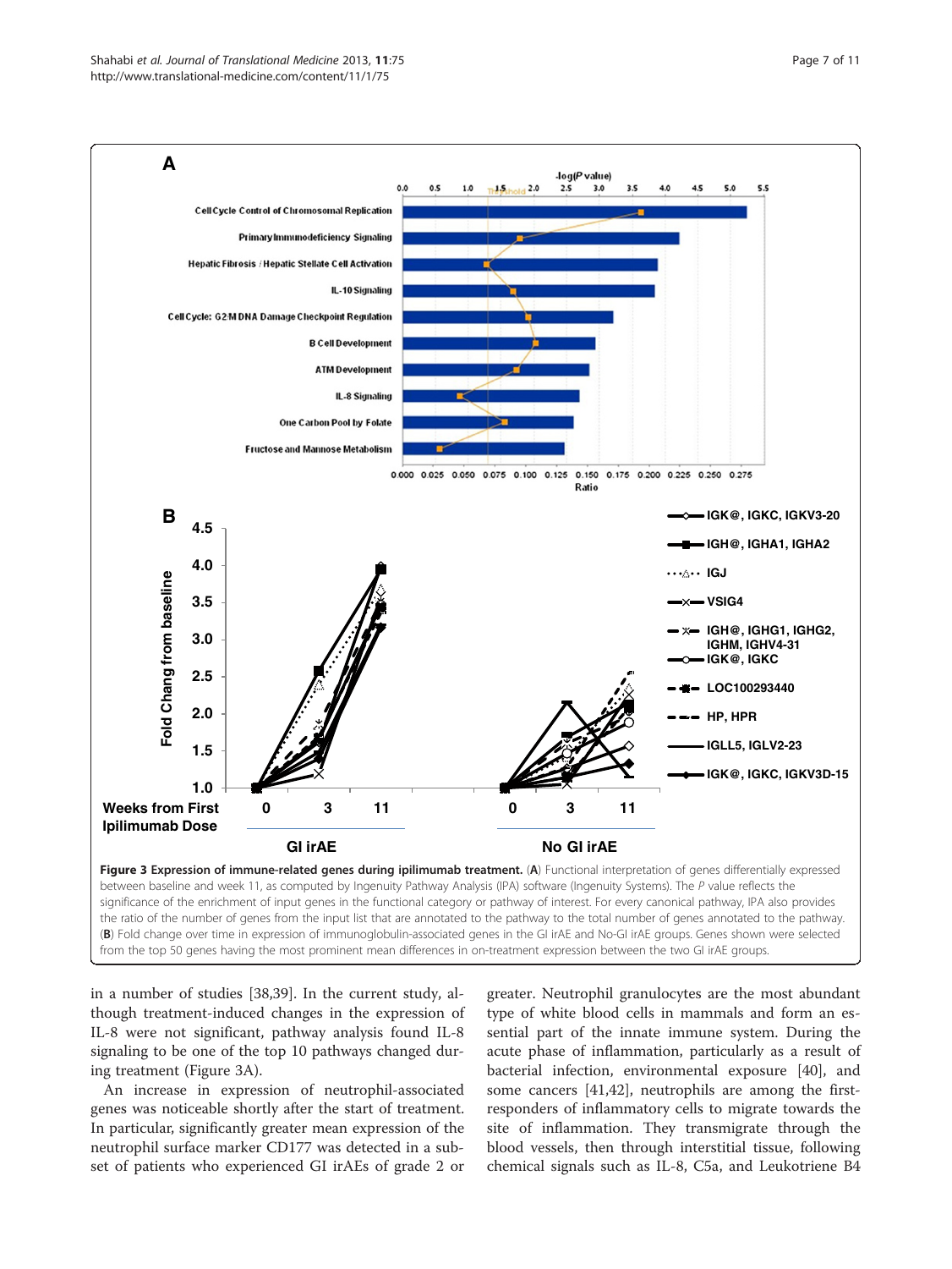**Figure 3 Expression of immune-related genes during ipilimumab treatment.** (**A**) Functional interpretation of genes differentially expressed between baseline and week 11, as computed by Ingenuity Pathway Analysis (IPA) software (Ingenuity Systems). The *P* value reflects the significance of the enrichment of input genes in the functional category or pathway of interest. For every canonical pathway, IPA also provides the ratio of the number of genes from the input list that are annotated to the pathway to the total number of genes annotated to the pathway. (**B**) Fold change over time in expression of immunoglobulin-associated genes in the GI irAE and No-GI irAE groups. Genes shown were selected from the top 50 genes having the most prominent mean differences in on-treatment expression between the two GI irAE groups.

in a number of studies [38,39]. In the current study, although treatment-induced changes in the expression of IL-8 were not significant, pathway analysis found IL-8 signaling to be one of the top 10 pathways changed during treatment (Figure 3A).

An increase in expression of neutrophil-associated genes was noticeable shortly after the start of treatment. In particular, significantly greater mean expression of the neutrophil surface marker CD177 was detected in a subset of patients who experienced GI irAEs of grade 2 or greater. Neutrophil granulocytes are the most abundant type of white blood cells in mammals and form an essential part of the innate immune system. During the acute phase of inflammation, particularly as a result of bacterial infection, environmental exposure [40], and some cancers [41,42], neutrophils are among the first-responders of inflammatory cells to migrate towards the site of inflammation. They transmigrate through the blood vessels, then through interstitial tissue, following chemical signals such as IL-8, C5a, and Leukotriene B4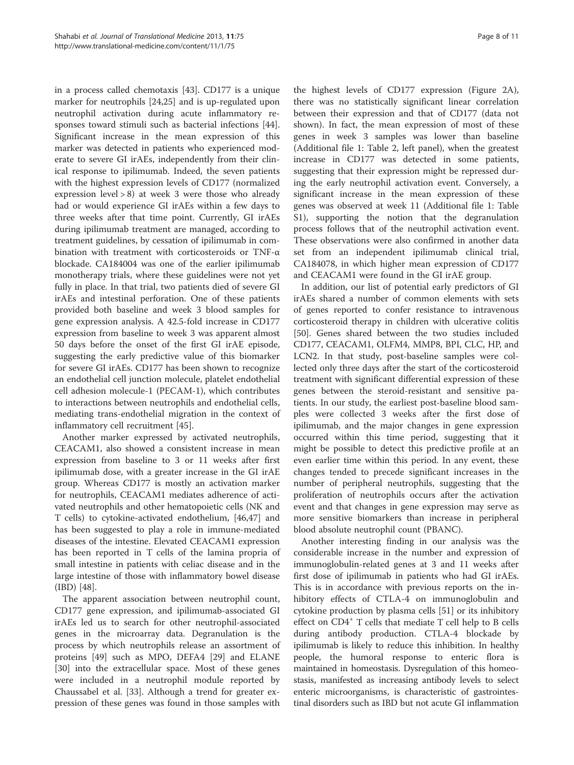in a process called chemotaxis [43]. CD177 is a unique marker for neutrophils [24,25] and is up-regulated upon neutrophil activation during acute inflammatory responses toward stimuli such as bacterial infections [44]. Significant increase in the mean expression of this marker was detected in patients who experienced moderate to severe GI irAEs, independently from their clinical response to ipilimumab. Indeed, the seven patients with the highest expression levels of CD177 (normalized expression level > 8) at week 3 were those who already had or would experience GI irAEs within a few days to three weeks after that time point. Currently, GI irAEs during ipilimumab treatment are managed, according to treatment guidelines, by cessation of ipilimumab in combination with treatment with corticosteroids or TNF-α blockade. CA184004 was one of the earlier ipilimumab monotherapy trials, where these guidelines were not yet fully in place. In that trial, two patients died of severe GI irAEs and intestinal perforation. One of these patients provided both baseline and week 3 blood samples for gene expression analysis. A 42.5-fold increase in CD177 expression from baseline to week 3 was apparent almost 50 days before the onset of the first GI irAE episode, suggesting the early predictive value of this biomarker for severe GI irAEs. CD177 has been shown to recognize an endothelial cell junction molecule, platelet endothelial cell adhesion molecule-1 (PECAM-1), which contributes to interactions between neutrophils and endothelial cells, mediating trans-endothelial migration in the context of inflammatory cell recruitment [45].

Another marker expressed by activated neutrophils, CEACAM1, also showed a consistent increase in mean expression from baseline to 3 or 11 weeks after first ipilimumab dose, with a greater increase in the GI irAE group. Whereas CD177 is mostly an activation marker for neutrophils, CEACAM1 mediates adherence of activated neutrophils and other hematopoietic cells (NK and T cells) to cytokine-activated endothelium, [46,47] and has been suggested to play a role in immune-mediated diseases of the intestine. Elevated CEACAM1 expression has been reported in T cells of the lamina propria of small intestine in patients with celiac disease and in the large intestine of those with inflammatory bowel disease (IBD) [48].

The apparent association between neutrophil count, CD177 gene expression, and ipilimumab-associated GI irAEs led us to search for other neutrophil-associated genes in the microarray data. Degranulation is the process by which neutrophils release an assortment of proteins [49] such as MPO, DEFA4 [29] and ELANE [30] into the extracellular space. Most of these genes were included in a neutrophil module reported by Chaussabel et al. [33]. Although a trend for greater expression of these genes was found in those samples with the highest levels of CD177 expression (Figure 2A), there was no statistically significant linear correlation between their expression and that of CD177 (data not shown). In fact, the mean expression of most of these genes in week 3 samples was lower than baseline (Additional file 1: Table 2, left panel), when the greatest increase in CD177 was detected in some patients, suggesting that their expression might be repressed during the early neutrophil activation event. Conversely, a significant increase in the mean expression of these genes was observed at week 11 (Additional file 1: Table S1), supporting the notion that the degranulation process follows that of the neutrophil activation event. These observations were also confirmed in another data set from an independent ipilimumab clinical trial, CA184078, in which higher mean expression of CD177 and CEACAM1 were found in the GI irAE group.

In addition, our list of potential early predictors of GI irAEs shared a number of common elements with sets of genes reported to confer resistance to intravenous corticosteroid therapy in children with ulcerative colitis [50]. Genes shared between the two studies included CD177, CEACAM1, OLFM4, MMP8, BPI, CLC, HP, and LCN2. In that study, post-baseline samples were collected only three days after the start of the corticosteroid treatment with significant differential expression of these genes between the steroid-resistant and sensitive patients. In our study, the earliest post-baseline blood samples were collected 3 weeks after the first dose of ipilimumab, and the major changes in gene expression occurred within this time period, suggesting that it might be possible to detect this predictive profile at an even earlier time within this period. In any event, these changes tended to precede significant increases in the number of peripheral neutrophils, suggesting that the proliferation of neutrophils occurs after the activation event and that changes in gene expression may serve as more sensitive biomarkers than increase in peripheral blood absolute neutrophil count (PBANC).

Another interesting finding in our analysis was the considerable increase in the number and expression of immunoglobulin-related genes at 3 and 11 weeks after first dose of ipilimumab in patients who had GI irAEs. This is in accordance with previous reports on the inhibitory effects of CTLA-4 on immunoglobulin and cytokine production by plasma cells [51] or its inhibitory effect on $CD4^+$ T cells that mediate T cell help to B cells during antibody production. CTLA-4 blockade by ipilimumab is likely to reduce this inhibition. In healthy people, the humoral response to enteric flora is maintained in homeostasis. Dysregulation of this homeostasis, manifested as increasing antibody levels to select enteric microorganisms, is characteristic of gastrointestinal disorders such as IBD but not acute GI inflammation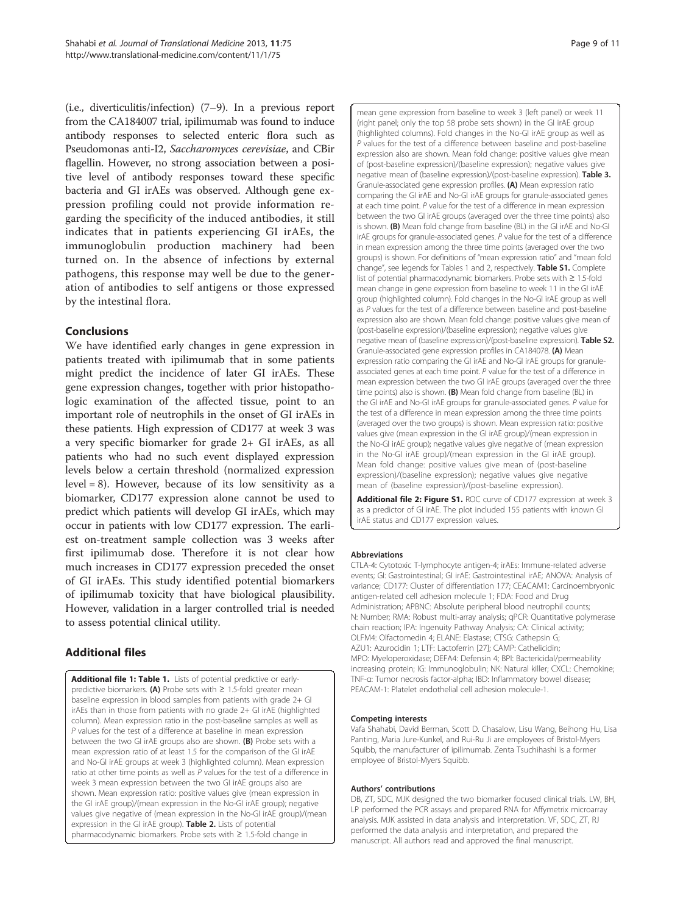(i.e., diverticulitis/infection) (7–9). In a previous report from the CA184007 trial, ipilimumab was found to induce antibody responses to selected enteric flora such as Pseudomonas anti-I2, *Saccharomyces cerevisiae*, and CBir flagellin. However, no strong association between a positive level of antibody responses toward these specific bacteria and GI irAEs was observed. Although gene expression profiling could not provide information regarding the specificity of the induced antibodies, it still indicates that in patients experiencing GI irAEs, the immunoglobulin production machinery had been turned on. In the absence of infections by external pathogens, this response may well be due to the generation of antibodies to self antigens or those expressed by the intestinal flora.

## Conclusions

We have identified early changes in gene expression in patients treated with ipilimumab that in some patients might predict the incidence of later GI irAEs. These gene expression changes, together with prior histopathologic examination of the affected tissue, point to an important role of neutrophils in the onset of GI irAEs in these patients. High expression of CD177 at week 3 was a very specific biomarker for grade 2+ GI irAEs, as all patients who had no such event displayed expression levels below a certain threshold (normalized expression level = 8). However, because of its low sensitivity as a biomarker, CD177 expression alone cannot be used to predict which patients will develop GI irAEs, which may occur in patients with low CD177 expression. The earliest on-treatment sample collection was 3 weeks after first ipilimumab dose. Therefore it is not clear how much increases in CD177 expression preceded the onset of GI irAEs. This study identified potential biomarkers of ipilimumab toxicity that have biological plausibility. However, validation in a larger controlled trial is needed to assess potential clinical utility.

## Additional files

**Additional file 1: Table 1.** Lists of potential predictive or early-predictive biomarkers. **(A)** Probe sets with ≥ 1.5-fold greater mean baseline expression in blood samples from patients with grade 2+ GI irAEs than in those from patients with no grade 2+ GI irAE (highlighted column). Mean expression ratio in the post-baseline samples as well as *P* values for the test of a difference at baseline in mean expression between the two GI irAE groups also are shown. **(B)** Probe sets with a mean expression ratio of at least 1.5 for the comparison of the GI irAE and No-GI irAE groups at week 3 (highlighted column). Mean expression ratio at other time points as well as *P* values for the test of a difference in week 3 mean expression between the two GI irAE groups also are shown. Mean expression ratio: positive values give (mean expression in the GI irAE group)/(mean expression in the No-GI irAE group); negative values give negative of (mean expression in the No-GI irAE group)/(mean expression in the GI irAE group). **Table 2.** Lists of potential pharmacodynamic biomarkers. Probe sets with ≥ 1.5-fold change in mean gene expression from baseline to week 3 (left panel) or week 11 (right panel; only the top 58 probe sets shown) in the GI irAE group (highlighted columns). Fold changes in the No-GI irAE group as well as *P* values for the test of a difference between baseline and post-baseline expression also are shown. Mean fold change: positive values give mean of (post-baseline expression)/(baseline expression); negative values give negative mean of (baseline expression)/(post-baseline expression). **Table 3.** Granule-associated gene expression profiles. **(A)** Mean expression ratio comparing the GI irAE and No-GI irAE groups for granule-associated genes at each time point. *P* value for the test of a difference in mean expression between the two GI irAE groups (averaged over the three time points) also is shown. **(B)** Mean fold change from baseline (BL) in the GI irAE and No-GI irAE groups for granule-associated genes. *P* value for the test of a difference in mean expression among the three time points (averaged over the two groups) is shown. For definitions of "mean expression ratio" and "mean fold change", see legends for Tables 1 and 2, respectively. **Table S1.** Complete list of potential pharmacodynamic biomarkers. Probe sets with ≥ 1.5-fold mean change in gene expression from baseline to week 11 in the GI irAE group (highlighted column). Fold changes in the No-GI irAE group as well as *P* values for the test of a difference between baseline and post-baseline expression also are shown. Mean fold change: positive values give mean of (post-baseline expression)/(baseline expression); negative values give negative mean of (baseline expression)/(post-baseline expression). **Table S2.** Granule-associated gene expression profiles in CA184078. **(A)** Mean expression ratio comparing the GI irAE and No-GI irAE groups for granule-associated genes at each time point. *P* value for the test of a difference in mean expression between the two GI irAE groups (averaged over the three time points) also is shown. **(B)** Mean fold change from baseline (BL) in the GI irAE and No-GI irAE groups for granule-associated genes. *P* value for the test of a difference in mean expression among the three time points (averaged over the two groups) is shown. Mean expression ratio: positive values give (mean expression in the GI irAE group)/(mean expression in the No-GI irAE group); negative values give negative of (mean expression in the No-GI irAE group)/(mean expression in the GI irAE group). Mean fold change: positive values give mean of (post-baseline expression)/(baseline expression); negative values give negative mean of (baseline expression)/(post-baseline expression).

**Additional file 2: Figure S1.** ROC curve of CD177 expression at week 3 as a predictor of GI irAE. The plot included 155 patients with known GI irAE status and CD177 expression values.

#### Abbreviations

CTLA-4: Cytotoxic T-lymphocyte antigen-4; irAEs: Immune-related adverse events; GI: Gastrointestinal; GI irAE: Gastrointestinal irAE; ANOVA: Analysis of variance; CD177: Cluster of differentiation 177; CEACAM1: Carcinoembryonic antigen-related cell adhesion molecule 1; FDA: Food and Drug Administration; APBNC: Absolute peripheral blood neutrophil counts; N: Number; RMA: Robust multi-array analysis; qPCR: Quantitative polymerase chain reaction; IPA: Ingenuity Pathway Analysis; CA: Clinical activity; OLFM4: Olfactomedin 4; ELANE: Elastase; CTSG: Cathepsin G; AZU1: Azurocidin 1; LTF: Lactoferrin [27]; CAMP: Cathelicidin; MPO: Myeloperoxidase; DEFA4: Defensin 4; BPI: Bactericidal/permeability increasing protein; IG: Immunoglobulin; NK: Natural killer; CXCL: Chemokine; TNF-α: Tumor necrosis factor-alpha; IBD: Inflammatory bowel disease; PEACAM-1: Platelet endothelial cell adhesion molecule-1.

#### Competing interests

Vafa Shahabi, David Berman, Scott D. Chasalow, Lisu Wang, Beihong Hu, Lisa Panting, Maria Jure-Kunkel, and Rui-Ru Ji are employees of Bristol-Myers Squibb, the manufacturer of ipilimumab. Zenta Tsuchihashi is a former employee of Bristol-Myers Squibb.

#### Authors' contributions

DB, ZT, SDC, MJK designed the two biomarker focused clinical trials. LW, BH, LP performed the PCR assays and prepared RNA for Affymetrix microarray analysis. MJK assisted in data analysis and interpretation. VF, SDC, ZT, RJ performed the data analysis and interpretation, and prepared the manuscript. All authors read and approved the final manuscript.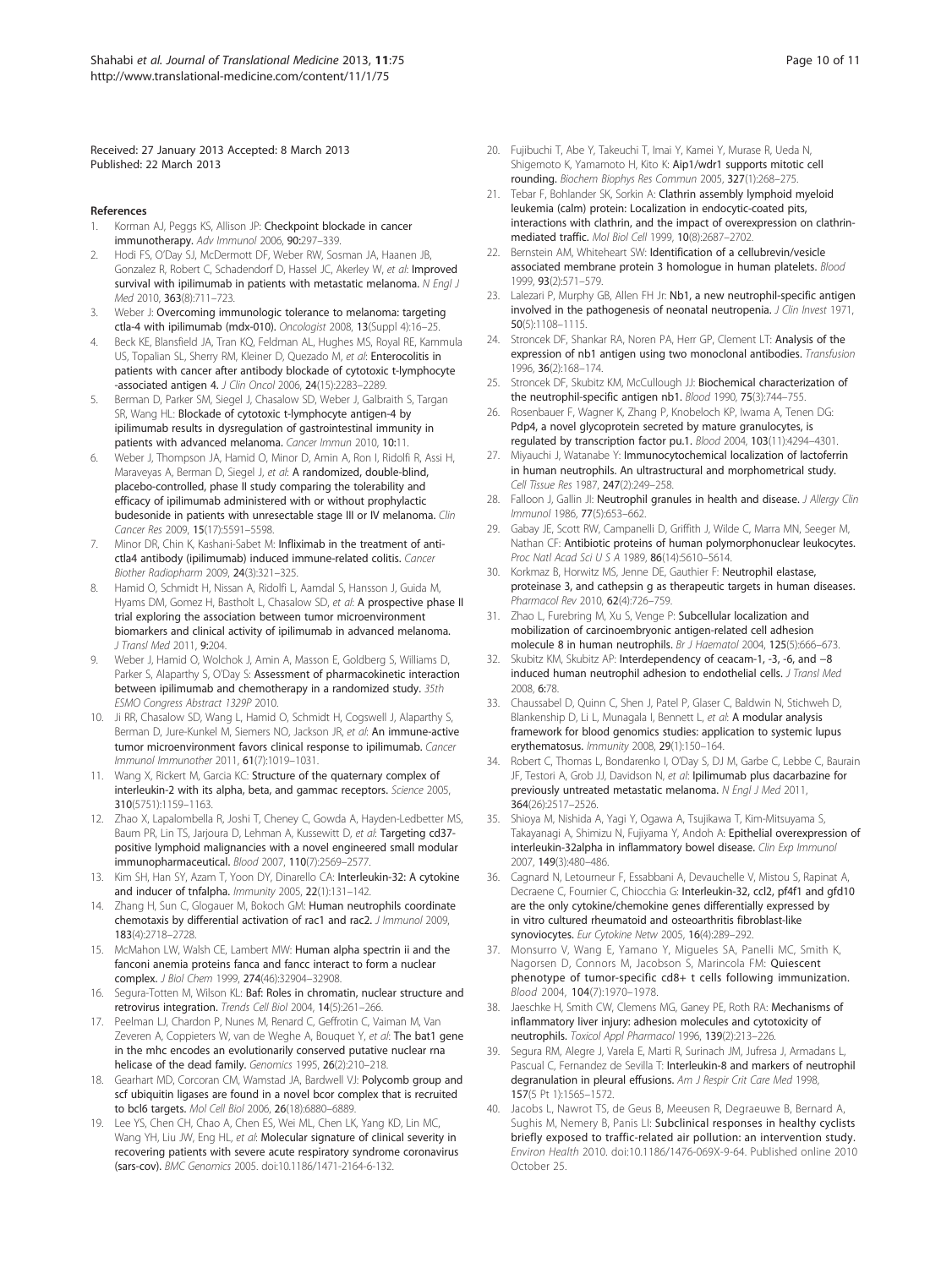Received: 27 January 2013 Accepted: 8 March 2013
Published: 22 March 2013

## References

1. Korman AJ, Peggs KS, Allison JP: **Checkpoint blockade in cancer immunotherapy.** *Adv Immunol* 2006, **90:**297–339.
2. Hodi FS, O'Day SJ, McDermott DF, Weber RW, Sosman JA, Haanen JB, Gonzalez R, Robert C, Schadendorf D, Hassel JC, Akerley W, *et al*: **Improved survival with ipilimumab in patients with metastatic melanoma.** *N Engl J Med* 2010, **363**(8):711–723.
3. Weber J: **Overcoming immunologic tolerance to melanoma: targeting ctla-4 with ipilimumab (mdx-010).** *Oncologist* 2008, **13**(Suppl 4):16–25.
4. Beck KE, Blansfield JA, Tran KQ, Feldman AL, Hughes MS, Royal RE, Kammula US, Topalian SL, Sherry RM, Kleiner D, Quezado M, *et al*: **Enterocolitis in patients with cancer after antibody blockade of cytotoxic t-lymphocyte -associated antigen 4.** *J Clin Oncol* 2006, **24**(15):2283–2289.
5. Berman D, Parker SM, Siegel J, Chasalow SD, Weber J, Galbraith S, Targan SR, Wang HL: **Blockade of cytotoxic t-lymphocyte antigen-4 by ipilimumab results in dysregulation of gastrointestinal immunity in patients with advanced melanoma.** *Cancer Immun* 2010, **10:**11.
6. Weber J, Thompson JA, Hamid O, Minor D, Amin A, Ron I, Ridolfi R, Assi H, Maraveyas A, Berman D, Siegel J, *et al*: **A randomized, double-blind, placebo-controlled, phase II study comparing the tolerability and efficacy of ipilimumab administered with or without prophylactic budesonide in patients with unresectable stage III or IV melanoma.** *Clin Cancer Res* 2009, **15**(17):5591–5598.
7. Minor DR, Chin K, Kashani-Sabet M: **Infliximab in the treatment of anti-ctla4 antibody (ipilimumab) induced immune-related colitis.** *Cancer Biother Radiopharm* 2009, **24**(3):321–325.
8. Hamid O, Schmidt H, Nissan A, Ridolfi L, Aamdal S, Hansson J, Guida M, Hyams DM, Gomez H, Bastholt L, Chasalow SD, *et al*: **A prospective phase II trial exploring the association between tumor microenvironment biomarkers and clinical activity of ipilimumab in advanced melanoma.** *J Transl Med* 2011, **9:**204.
9. Weber J, Hamid O, Wolchok J, Amin A, Masson E, Goldberg S, Williams D, Parker S, Alaparthy S, O'Day S: **Assessment of pharmacokinetic interaction between ipilimumab and chemotherapy in a randomized study.** *35th ESMO Congress Abstract 1329P* 2010.
10. Ji RR, Chasalow SD, Wang L, Hamid O, Schmidt H, Cogswell J, Alaparthy S, Berman D, Jure-Kunkel M, Siemers NO, Jackson JR, *et al*: **An immune-active tumor microenvironment favors clinical response to ipilimumab.** *Cancer Immunol Immunother* 2011, **61**(7):1019–1031.
11. Wang X, Rickert M, Garcia KC: **Structure of the quaternary complex of interleukin-2 with its alpha, beta, and gammac receptors.** *Science* 2005, **310**(5751):1159–1163.
12. Zhao X, Lapalombella R, Joshi T, Cheney C, Gowda A, Hayden-Ledbetter MS, Baum PR, Lin TS, Jarjoura D, Lehman A, Kussewitt D, *et al*: **Targeting cd37-positive lymphoid malignancies with a novel engineered small modular immunopharmaceutical.** *Blood* 2007, **110**(7):2569–2577.
13. Kim SH, Han SY, Azam T, Yoon DY, Dinarello CA: **Interleukin-32: A cytokine and inducer of tnfalpha.** *Immunity* 2005, **22**(1):131–142.
14. Zhang H, Sun C, Glogauer M, Bokoch GM: **Human neutrophils coordinate chemotaxis by differential activation of rac1 and rac2.** *J Immunol* 2009, **183**(4):2718–2728.
15. McMahon LW, Walsh CE, Lambert MW: **Human alpha spectrin ii and the fanconi anemia proteins fanca and fancc interact to form a nuclear complex.** *J Biol Chem* 1999, **274**(46):32904–32908.
16. Segura-Totten M, Wilson KL: **Baf: Roles in chromatin, nuclear structure and retrovirus integration.** *Trends Cell Biol* 2004, **14**(5):261–266.
17. Peelman LJ, Chardon P, Nunes M, Renard C, Geffrotin C, Vaiman M, Van Zeveren A, Coppieters W, van de Weghe A, Bouquet Y, *et al*: **The bat1 gene in the mhc encodes an evolutionarily conserved putative nuclear rna helicase of the dead family.** *Genomics* 1995, **26**(2):210–218.
18. Gearhart MD, Corcoran CM, Wamstad JA, Bardwell VJ: **Polycomb group and scf ubiquitin ligases are found in a novel bcor complex that is recruited to bcl6 targets.** *Mol Cell Biol* 2006, **26**(18):6880–6889.
19. Lee YS, Chen CH, Chao A, Chen ES, Wei ML, Chen LK, Yang KD, Lin MC, Wang YH, Liu JW, Eng HL, *et al*: **Molecular signature of clinical severity in recovering patients with severe acute respiratory syndrome coronavirus (sars-cov).** *BMC Genomics* 2005. doi:10.1186/1471-2164-6-132.
20. Fujibuchi T, Abe Y, Takeuchi T, Imai Y, Kamei Y, Murase R, Ueda N, Shigemoto K, Yamamoto H, Kito K: **Aip1/wdr1 supports mitotic cell rounding.** *Biochem Biophys Res Commun* 2005, **327**(1):268–275.
21. Tebar F, Bohlander SK, Sorkin A: **Clathrin assembly lymphoid myeloid leukemia (calm) protein: Localization in endocytic-coated pits, interactions with clathrin, and the impact of overexpression on clathrin-mediated traffic.** *Mol Biol Cell* 1999, **10**(8):2687–2702.
22. Bernstein AM, Whiteheart SW: **Identification of a cellubrevin/vesicle associated membrane protein 3 homologue in human platelets.** *Blood* 1999, **93**(2):571–579.
23. Lalezari P, Murphy GB, Allen FH Jr: **Nb1, a new neutrophil-specific antigen involved in the pathogenesis of neonatal neutropenia.** *J Clin Invest* 1971, **50**(5):1108–1115.
24. Stroncek DF, Shankar RA, Noren PA, Herr GP, Clement LT: **Analysis of the expression of nb1 antigen using two monoclonal antibodies.** *Transfusion* 1996, **36**(2):168–174.
25. Stroncek DF, Skubitz KM, McCullough JJ: **Biochemical characterization of the neutrophil-specific antigen nb1.** *Blood* 1990, **75**(3):744–755.
26. Rosenbauer F, Wagner K, Zhang P, Knobeloch KP, Iwama A, Tenen DG: **Pdp4, a novel glycoprotein secreted by mature granulocytes, is regulated by transcription factor pu.1.** *Blood* 2004, **103**(11):4294–4301.
27. Miyauchi J, Watanabe Y: **Immunocytochemical localization of lactoferrin in human neutrophils. An ultrastructural and morphometrical study.** *Cell Tissue Res* 1987, **247**(2):249–258.
28. Falloon J, Gallin JI: **Neutrophil granules in health and disease.** *J Allergy Clin Immunol* 1986, **77**(5):653–662.
29. Gabay JE, Scott RW, Campanelli D, Griffith J, Wilde C, Marra MN, Seeger M, Nathan CF: **Antibiotic proteins of human polymorphonuclear leukocytes.** *Proc Natl Acad Sci U S A* 1989, **86**(14):5610–5614.
30. Korkmaz B, Horwitz MS, Jenne DE, Gauthier F: **Neutrophil elastase, proteinase 3, and cathepsin g as therapeutic targets in human diseases.** *Pharmacol Rev* 2010, **62**(4):726–759.
31. Zhao L, Furebring M, Xu S, Venge P: **Subcellular localization and mobilization of carcinoembryonic antigen-related cell adhesion molecule 8 in human neutrophils.** *Br J Haematol* 2004, **125**(5):666–673.
32. Skubitz KM, Skubitz AP: **Interdependency of ceacam-1, -3, -6, and −8 induced human neutrophil adhesion to endothelial cells.** *J Transl Med* 2008, **6:**78.
33. Chaussabel D, Quinn C, Shen J, Patel P, Glaser C, Baldwin N, Stichweh D, Blankenship D, Li L, Munagala I, Bennett L, *et al*: **A modular analysis framework for blood genomics studies: application to systemic lupus erythematosus.** *Immunity* 2008, **29**(1):150–164.
34. Robert C, Thomas L, Bondarenko I, O'Day S, DJ M, Garbe C, Lebbe C, Baurain JF, Testori A, Grob JJ, Davidson N, *et al*: **Ipilimumab plus dacarbazine for previously untreated metastatic melanoma.** *N Engl J Med* 2011, **364**(26):2517–2526.
35. Shioya M, Nishida A, Yagi Y, Ogawa A, Tsujikawa T, Kim-Mitsuyama S, Takayanagi A, Shimizu N, Fujiyama Y, Andoh A: **Epithelial overexpression of interleukin-32alpha in inflammatory bowel disease.** *Clin Exp Immunol* 2007, **149**(3):480–486.
36. Cagnard N, Letourneur F, Essabbani A, Devauchelle V, Mistou S, Rapinat A, Decraene C, Fournier C, Chiocchia G: **Interleukin-32, ccl2, pf4f1 and gfd10 are the only cytokine/chemokine genes differentially expressed by in vitro cultured rheumatoid and osteoarthritis fibroblast-like synoviocytes.** *Eur Cytokine Netw* 2005, **16**(4):289–292.
37. Monsurro V, Wang E, Yamano Y, Migueles SA, Panelli MC, Smith K, Nagorsen D, Connors M, Jacobson S, Marincola FM: **Quiescent phenotype of tumor-specific cd8+ t cells following immunization.** *Blood* 2004, **104**(7):1970–1978.
38. Jaeschke H, Smith CW, Clemens MG, Ganey PE, Roth RA: **Mechanisms of inflammatory liver injury: adhesion molecules and cytotoxicity of neutrophils.** *Toxicol Appl Pharmacol* 1996, **139**(2):213–226.
39. Segura RM, Alegre J, Varela E, Marti R, Surinach JM, Jufresa J, Armadans L, Pascual C, Fernandez de Sevilla T: **Interleukin-8 and markers of neutrophil degranulation in pleural effusions.** *Am J Respir Crit Care Med* 1998, **157**(5 Pt 1):1565–1572.
40. Jacobs L, Nawrot TS, de Geus B, Meeusen R, Degraeuwe B, Bernard A, Sughis M, Nemery B, Panis LI: **Subclinical responses in healthy cyclists briefly exposed to traffic-related air pollution: an intervention study.** *Environ Health* 2010. doi:10.1186/1476-069X-9-64. Published online 2010 October 25.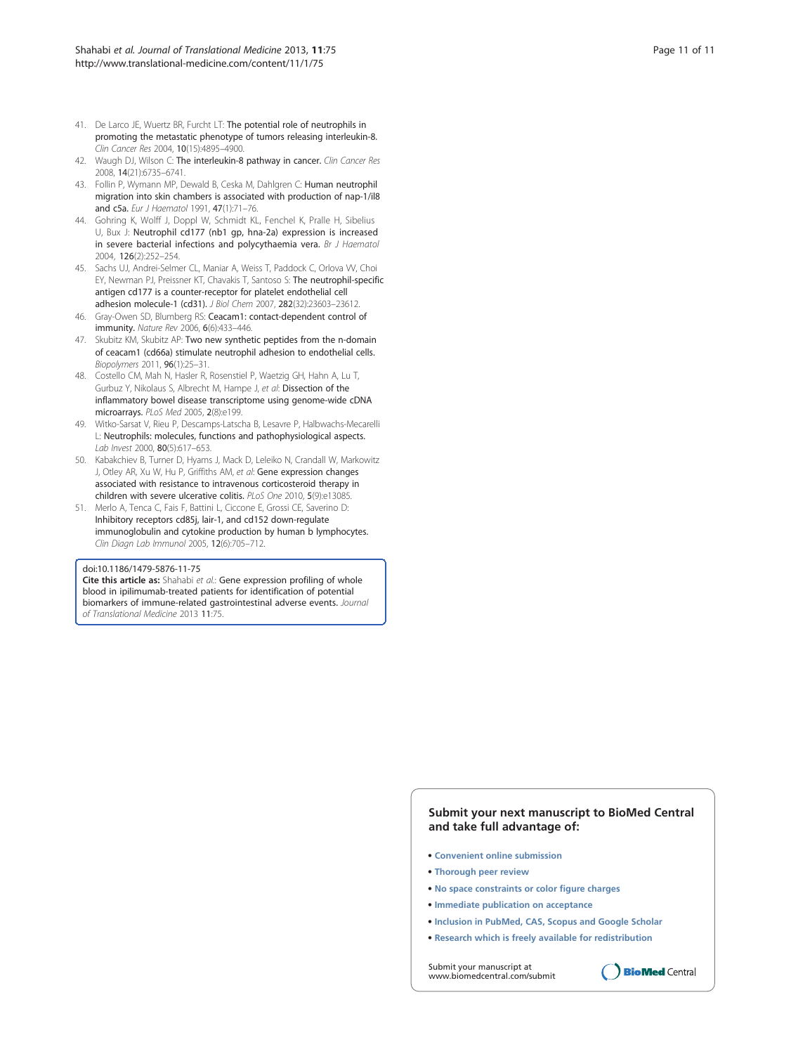41. De Larco JE, Wuertz BR, Furcht LT: **The potential role of neutrophils in promoting the metastatic phenotype of tumors releasing interleukin-8.** *Clin Cancer Res* 2004, **10**(15):4895–4900.
42. Waugh DJ, Wilson C: **The interleukin-8 pathway in cancer.** *Clin Cancer Res* 2008, **14**(21):6735–6741.
43. Follin P, Wymann MP, Dewald B, Ceska M, Dahlgren C: **Human neutrophil migration into skin chambers is associated with production of nap-1/il8 and c5a.** *Eur J Haematol* 1991, **47**(1):71–76.
44. Gohring K, Wolff J, Doppl W, Schmidt KL, Fenchel K, Pralle H, Sibelius U, Bux J: **Neutrophil cd177 (nb1 gp, hna-2a) expression is increased in severe bacterial infections and polycythaemia vera.** *Br J Haematol* 2004, **126**(2):252–254.
45. Sachs UJ, Andrei-Selmer CL, Maniar A, Weiss T, Paddock C, Orlova VV, Choi EY, Newman PJ, Preissner KT, Chavakis T, Santoso S: **The neutrophil-specific antigen cd177 is a counter-receptor for platelet endothelial cell adhesion molecule-1 (cd31).** *J Biol Chem* 2007, **282**(32):23603–23612.
46. Gray-Owen SD, Blumberg RS: **Ceacam1: contact-dependent control of immunity.** *Nature Rev* 2006, **6**(6):433–446.
47. Skubitz KM, Skubitz AP: **Two new synthetic peptides from the n-domain of ceacam1 (cd66a) stimulate neutrophil adhesion to endothelial cells.** *Biopolymers* 2011, **96**(1):25–31.
48. Costello CM, Mah N, Hasler R, Rosenstiel P, Waetzig GH, Hahn A, Lu T, Gurbuz Y, Nikolaus S, Albrecht M, Hampe J, *et al*: **Dissection of the inflammatory bowel disease transcriptome using genome-wide cDNA microarrays.** *PLoS Med* 2005, **2**(8):e199.
49. Witko-Sarsat V, Rieu P, Descamps-Latscha B, Lesavre P, Halbwachs-Mecarelli L: **Neutrophils: molecules, functions and pathophysiological aspects.** *Lab Invest* 2000, **80**(5):617–653.
50. Kabakchiev B, Turner D, Hyams J, Mack D, Leleiko N, Crandall W, Markowitz J, Otley AR, Xu W, Hu P, Griffiths AM, *et al*: **Gene expression changes associated with resistance to intravenous corticosteroid therapy in children with severe ulcerative colitis.** *PLoS One* 2010, **5**(9):e13085.
51. Merlo A, Tenca C, Fais F, Battini L, Ciccone E, Grossi CE, Saverino D: **Inhibitory receptors cd85j, lair-1, and cd152 down-regulate immunoglobulin and cytokine production by human b lymphocytes.** *Clin Diagn Lab Immunol* 2005, **12**(6):705–712.

doi:10.1186/1479-5876-11-75

**Cite this article as:** Shahabi *et al.*: Gene expression profiling of whole blood in ipilimumab-treated patients for identification of potential biomarkers of immune-related gastrointestinal adverse events. *Journal of Translational Medicine* 2013 **11**:75.

**Submit your next manuscript to BioMed Central and take full advantage of:**

- **Convenient online submission**
- **Thorough peer review**
- **No space constraints or color figure charges**
- **Immediate publication on acceptance**
- **Inclusion in PubMed, CAS, Scopus and Google Scholar**
- **Research which is freely available for redistribution**

Submit your manuscript at
www.biomedcentral.com/submit

BioMed Central